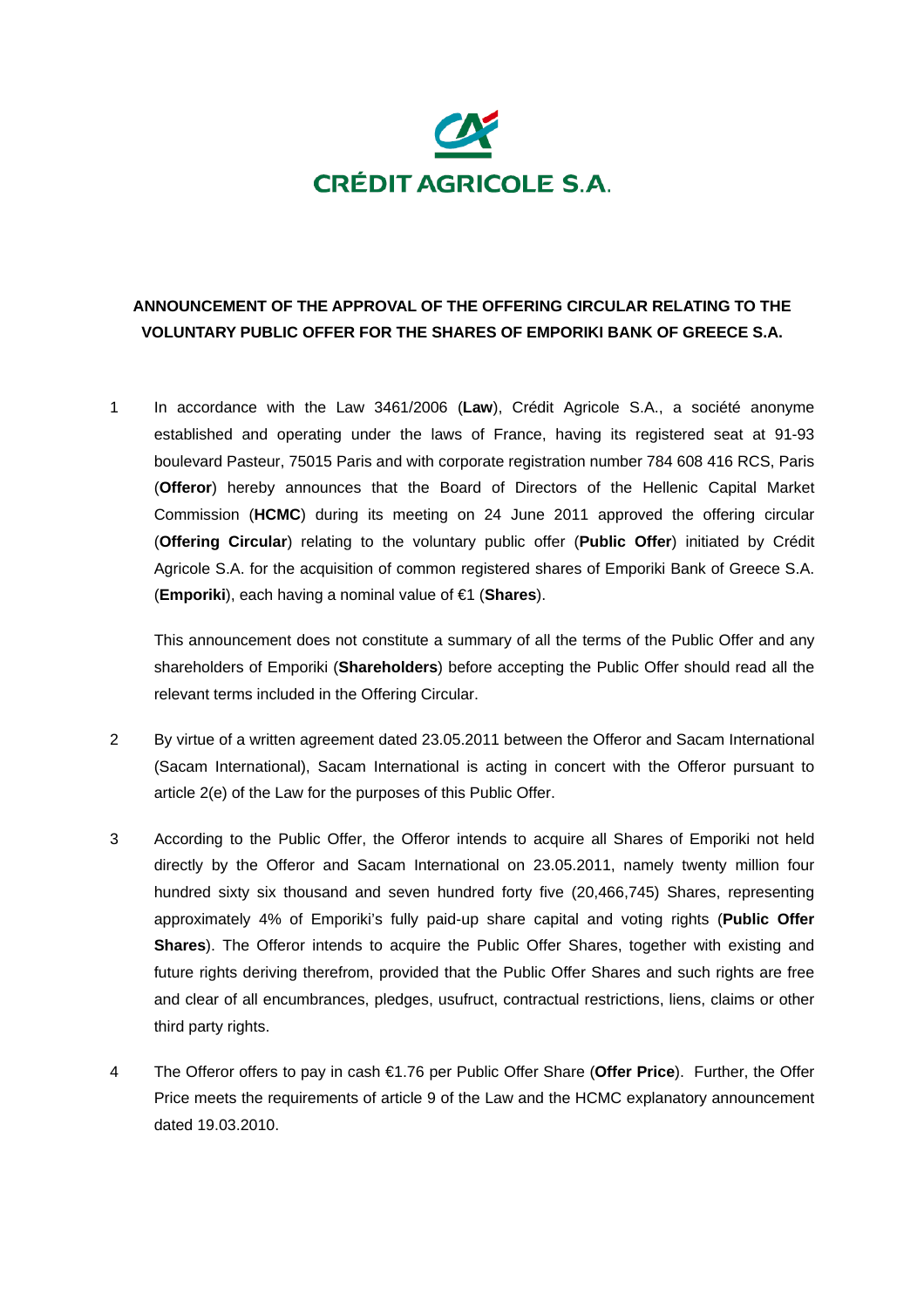CRÉDIT AGRICOLE S.A.

**ANNOUNCEMENT OF THE APPROVAL OF THE OFFERING CIRCULAR RELATING TO THE VOLUNTARY PUBLIC OFFER FOR THE SHARES OF EMPORIKI BANK OF GREECE S.A.**

1. In accordance with the Law 3461/2006 (**Law**), Crédit Agricole S.A., a société anonyme established and operating under the laws of France, having its registered seat at 91-93 boulevard Pasteur, 75015 Paris and with corporate registration number 784 608 416 RCS, Paris (**Offeror**) hereby announces that the Board of Directors of the Hellenic Capital Market Commission (**HCMC**) during its meeting on 24 June 2011 approved the offering circular (**Offering Circular**) relating to the voluntary public offer (**Public Offer**) initiated by Crédit Agricole S.A. for the acquisition of common registered shares of Emporiki Bank of Greece S.A. (**Emporiki**), each having a nominal value of €1 (**Shares**).

   This announcement does not constitute a summary of all the terms of the Public Offer and any shareholders of Emporiki (**Shareholders**) before accepting the Public Offer should read all the relevant terms included in the Offering Circular.

2. By virtue of a written agreement dated 23.05.2011 between the Offeror and Sacam International (Sacam International), Sacam International is acting in concert with the Offeror pursuant to article 2(e) of the Law for the purposes of this Public Offer.

3. According to the Public Offer, the Offeror intends to acquire all Shares of Emporiki not held directly by the Offeror and Sacam International on 23.05.2011, namely twenty million four hundred sixty six thousand and seven hundred forty five (20,466,745) Shares, representing approximately 4% of Emporiki's fully paid-up share capital and voting rights (**Public Offer Shares**). The Offeror intends to acquire the Public Offer Shares, together with existing and future rights deriving therefrom, provided that the Public Offer Shares and such rights are free and clear of all encumbrances, pledges, usufruct, contractual restrictions, liens, claims or other third party rights.

4. The Offeror offers to pay in cash €1.76 per Public Offer Share (**Offer Price**). Further, the Offer Price meets the requirements of article 9 of the Law and the HCMC explanatory announcement dated 19.03.2010.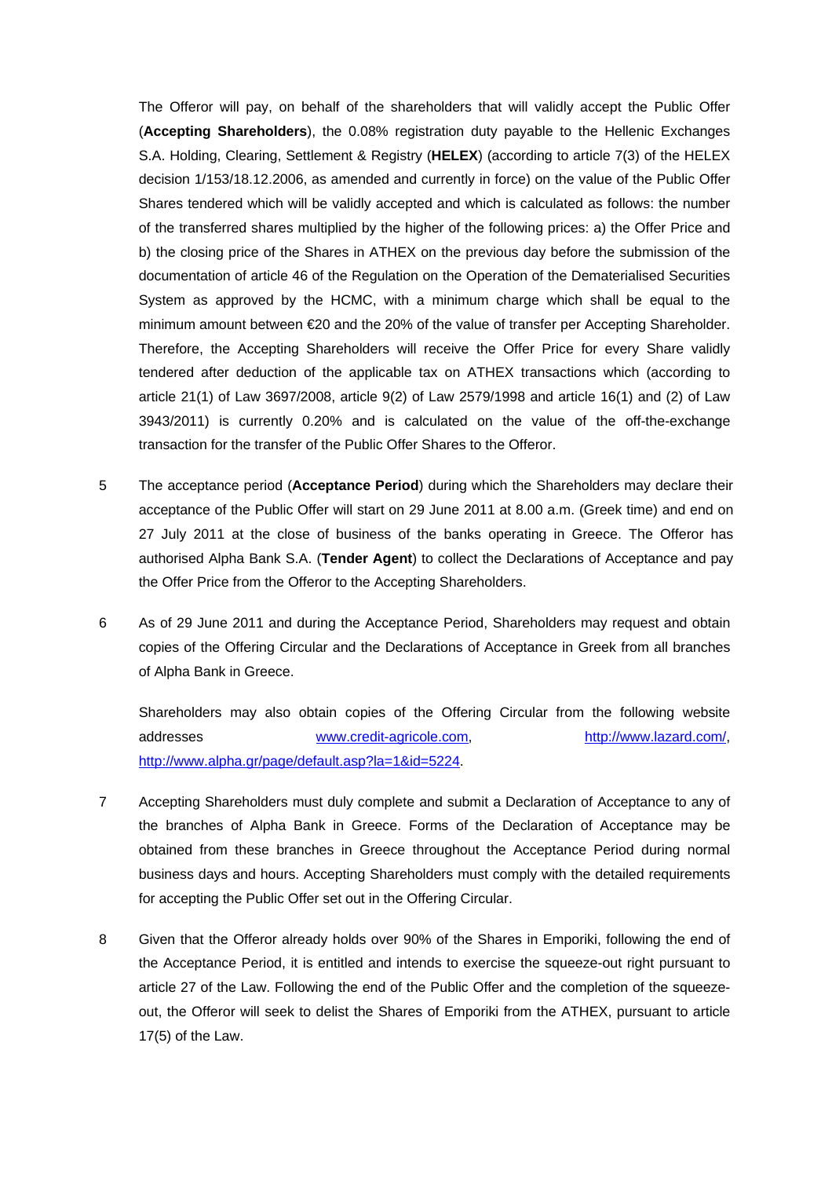The Offeror will pay, on behalf of the shareholders that will validly accept the Public Offer (**Accepting Shareholders**), the 0.08% registration duty payable to the Hellenic Exchanges S.A. Holding, Clearing, Settlement & Registry (**HELEX**) (according to article 7(3) of the HELEX decision 1/153/18.12.2006, as amended and currently in force) on the value of the Public Offer Shares tendered which will be validly accepted and which is calculated as follows: the number of the transferred shares multiplied by the higher of the following prices: a) the Offer Price and b) the closing price of the Shares in ATHEX on the previous day before the submission of the documentation of article 46 of the Regulation on the Operation of the Dematerialised Securities System as approved by the HCMC, with a minimum charge which shall be equal to the minimum amount between €20 and the 20% of the value of transfer per Accepting Shareholder. Therefore, the Accepting Shareholders will receive the Offer Price for every Share validly tendered after deduction of the applicable tax on ATHEX transactions which (according to article 21(1) of Law 3697/2008, article 9(2) of Law 2579/1998 and article 16(1) and (2) of Law 3943/2011) is currently 0.20% and is calculated on the value of the off-the-exchange transaction for the transfer of the Public Offer Shares to the Offeror.

5 The acceptance period (**Acceptance Period**) during which the Shareholders may declare their acceptance of the Public Offer will start on 29 June 2011 at 8.00 a.m. (Greek time) and end on 27 July 2011 at the close of business of the banks operating in Greece. The Offeror has authorised Alpha Bank S.A. (**Tender Agent**) to collect the Declarations of Acceptance and pay the Offer Price from the Offeror to the Accepting Shareholders.

6 As of 29 June 2011 and during the Acceptance Period, Shareholders may request and obtain copies of the Offering Circular and the Declarations of Acceptance in Greek from all branches of Alpha Bank in Greece.

Shareholders may also obtain copies of the Offering Circular from the following website addresses www.credit-agricole.com, http://www.lazard.com/, http://www.alpha.gr/page/default.asp?la=1&id=5224.

7 Accepting Shareholders must duly complete and submit a Declaration of Acceptance to any of the branches of Alpha Bank in Greece. Forms of the Declaration of Acceptance may be obtained from these branches in Greece throughout the Acceptance Period during normal business days and hours. Accepting Shareholders must comply with the detailed requirements for accepting the Public Offer set out in the Offering Circular.

8 Given that the Offeror already holds over 90% of the Shares in Emporiki, following the end of the Acceptance Period, it is entitled and intends to exercise the squeeze-out right pursuant to article 27 of the Law. Following the end of the Public Offer and the completion of the squeeze-out, the Offeror will seek to delist the Shares of Emporiki from the ATHEX, pursuant to article 17(5) of the Law.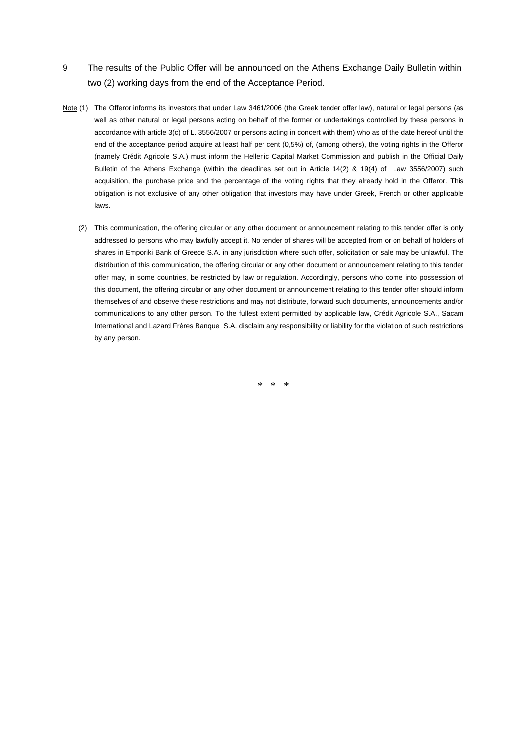9 The results of the Public Offer will be announced on the Athens Exchange Daily Bulletin within two (2) working days from the end of the Acceptance Period.

Note (1) The Offeror informs its investors that under Law 3461/2006 (the Greek tender offer law), natural or legal persons (as well as other natural or legal persons acting on behalf of the former or undertakings controlled by these persons in accordance with article 3(c) of L. 3556/2007 or persons acting in concert with them) who as of the date hereof until the end of the acceptance period acquire at least half per cent (0,5%) of, (among others), the voting rights in the Offeror (namely Crédit Agricole S.A.) must inform the Hellenic Capital Market Commission and publish in the Official Daily Bulletin of the Athens Exchange (within the deadlines set out in Article 14(2) & 19(4) of Law 3556/2007) such acquisition, the purchase price and the percentage of the voting rights that they already hold in the Offeror. This obligation is not exclusive of any other obligation that investors may have under Greek, French or other applicable laws.

(2) This communication, the offering circular or any other document or announcement relating to this tender offer is only addressed to persons who may lawfully accept it. No tender of shares will be accepted from or on behalf of holders of shares in Emporiki Bank of Greece S.A. in any jurisdiction where such offer, solicitation or sale may be unlawful. The distribution of this communication, the offering circular or any other document or announcement relating to this tender offer may, in some countries, be restricted by law or regulation. Accordingly, persons who come into possession of this document, the offering circular or any other document or announcement relating to this tender offer should inform themselves of and observe these restrictions and may not distribute, forward such documents, announcements and/or communications to any other person. To the fullest extent permitted by applicable law, Crédit Agricole S.A., Sacam International and Lazard Frères Banque S.A. disclaim any responsibility or liability for the violation of such restrictions by any person.

\* \* \*